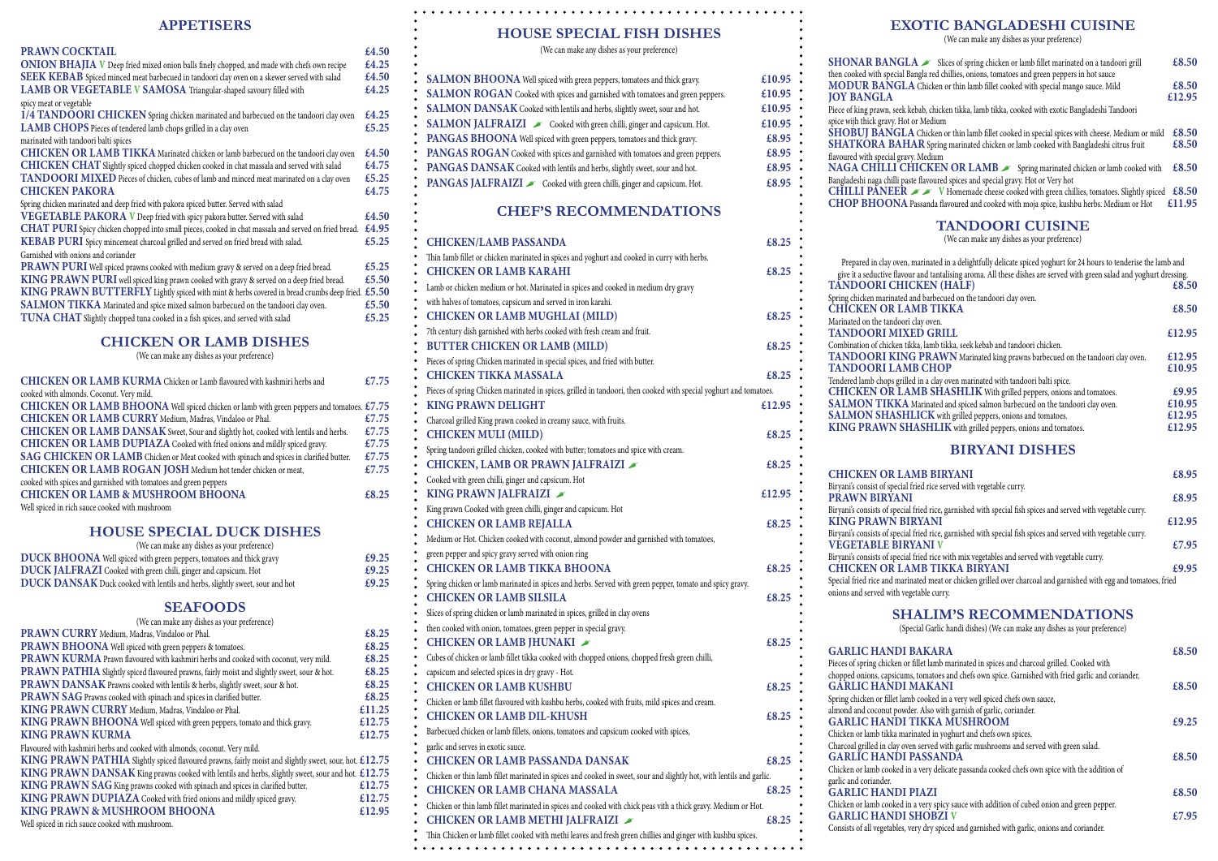## APPETISERS

| Item | Price |
|---|---|
| **PRAWN COCKTAIL** | £4.50 |
| **ONION BHAJIA** V Deep fried mixed onion balls finely chopped, and made with chefs own recipe | £4.25 |
| **SEEK KEBAB** Spiced minced meat barbecued in tandoori clay oven on a skewer served with salad | £4.50 |
| **LAMB OR VEGETABLE** V **SAMOSA** Triangular-shaped savoury filled with spicy meat or vegetable | £4.25 |
| **1/4 TANDOORI CHICKEN** Spring chicken marinated and barbecued on the tandoori clay oven | £4.25 |
| **LAMB CHOPS** Pieces of tendered lamb chops grilled in a clay oven marinated with tandoori balti spices | £5.25 |
| **CHICKEN OR LAMB TIKKA** Marinated chicken or lamb barbecued on the tandoori clay oven | £4.50 |
| **CHICKEN CHAT** Slightly spiced chopped chicken cooked in chat massala and served with salad | £4.75 |
| **TANDOORI MIXED** Pieces of chicken, cubes of lamb and minced meat marinated on a clay oven | £5.25 |
| **CHICKEN PAKORA** Spring chicken marinated and deep fried with pakora spiced butter. Served with salad | £4.75 |
| **VEGETABLE PAKORA** V Deep fried with spicy pakora butter. Served with salad | £4.50 |
| **CHAT PURI** Spicy chicken chopped into small pieces, cooked in chat massala and served on fried bread. | £4.95 |
| **KEBAB PURI** Spicy mincemeat charcoal grilled and served on fried bread with salad. Garnished with onions and coriander | £5.25 |
| **PRAWN PURI** Well spiced prawns cooked with medium gravy & served on a deep fried bread. | £5.25 |
| **KING PRAWN PURI** well spiced king prawn cooked with gravy & served on a deep fried bread. | £5.50 |
| **KING PRAWN BUTTERFLY** Lightly spiced with mint & herbs covered in bread crumbs deep fried. | £5.50 |
| **SALMON TIKKA** Marinated and spice mixed salmon barbecued on the tandoori clay oven. | £5.50 |
| **TUNA CHAT** Slightly chopped tuna cooked in a fish spices, and served with salad | £5.25 |

## CHICKEN OR LAMB DISHES

(We can make any dishes as your preference)

| Item | Price |
|---|---|
| **CHICKEN OR LAMB KURMA** Chicken or Lamb flavoured with kashmiri herbs and cooked with almonds. Coconut. Very mild. | £7.75 |
| **CHICKEN OR LAMB BHOONA** Well spiced chicken or lamb with green peppers and tomatoes. | £7.75 |
| **CHICKEN OR LAMB CURRY** Medium, Madras, Vindaloo or Phal. | £7.75 |
| **CHICKEN OR LAMB DANSAK** Sweet, Sour and slightly hot, cooked with lentils and herbs. | £7.75 |
| **CHICKEN OR LAMB DUPIAZA** Cooked with fried onions and mildly spiced gravy. | £7.75 |
| **SAG CHICKEN OR LAMB** Chicken or Meat cooked with spinach and spices in clarified butter. | £7.75 |
| **CHICKEN OR LAMB ROGAN JOSH** Medium hot tender chicken or meat, cooked with spices and garnished with tomatoes and green peppers | £7.75 |
| **CHICKEN OR LAMB & MUSHROOM BHOONA** Well spiced in rich sauce cooked with mushroom | £8.25 |

## HOUSE SPECIAL DUCK DISHES

(We can make any dishes as your preference)

| Item | Price |
|---|---|
| **DUCK BHOONA** Well spiced with green peppers, tomatoes and thick gravy | £9.25 |
| **DUCK JALFRAZI** Cooked with green chili, ginger and capsicum. Hot | £9.25 |
| **DUCK DANSAK** Duck cooked with lentils and herbs, slightly sweet, sour and hot | £9.25 |

## SEAFOODS

(We can make any dishes as your preference)

| Item | Price |
|---|---|
| **PRAWN CURRY** Medium, Madras, Vindaloo or Phal. | £8.25 |
| **PRAWN BHOONA** Well spiced with green peppers & tomatoes. | £8.25 |
| **PRAWN KURMA** Prawn flavoured with kashmiri herbs and cooked with coconut, very mild. | £8.25 |
| **PRAWN PATHIA** Slightly spiced flavoured prawns, fairly moist and slightly sweet, sour & hot. | £8.25 |
| **PRAWN DANSAK** Prawns cooked with lentils & herbs, slightly sweet, sour & hot. | £8.25 |
| **PRAWN SAG** Prawns cooked with spinach and spices in clarified butter. | £8.25 |
| **KING PRAWN CURRY** Medium, Madras, Vindaloo or Phal. | £11.25 |
| **KING PRAWN BHOONA** Well spiced with green peppers, tomato and thick gravy. | £12.75 |
| **KING PRAWN KURMA** Flavoured with kashmiri herbs and cooked with almonds, coconut. Very mild. | £12.75 |
| **KING PRAWN PATHIA** Slightly spiced flavoured prawns, fairly moist and slightly sweet, sour, hot. | £12.75 |
| **KING PRAWN DANSAK** King prawns cooked with lentils and herbs, slightly sweet, sour and hot. | £12.75 |
| **KING PRAWN SAG** King prawns cooked with spinach and spices in clarified butter. | £12.75 |
| **KING PRAWN DUPIAZA** Cooked with fried onions and mildly spiced gravy. | £12.75 |
| **KING PRAWN & MUSHROOM BHOONA** Well spiced in rich sauce cooked with mushroom. | £12.95 |

## HOUSE SPECIAL FISH DISHES

(We can make any dishes as your preference)

| Item | Price |
|---|---|
| **SALMON BHOONA** Well spiced with green peppers, tomatoes and thick gravy. | £10.95 |
| **SALMON ROGAN** Cooked with spices and garnished with tomatoes and green peppers. | £10.95 |
| **SALMON DANSAK** Cooked with lentils and herbs, slightly sweet, sour and hot. | £10.95 |
| **SALMON JALFRAIZI** Cooked with green chilli, ginger and capsicum. Hot. | £10.95 |
| **PANGAS BHOONA** Well spiced with green peppers, tomatoes and thick gravy. | £8.95 |
| **PANGAS ROGAN** Cooked with spices and garnished with tomatoes and green peppers. | £8.95 |
| **PANGAS DANSAK** Cooked with lentils and herbs, slightly sweet, sour and hot. | £8.95 |
| **PANGAS JALFRAIZI** Cooked with green chilli, ginger and capsicum. Hot. | £8.95 |

## CHEF'S RECOMMENDATIONS

| Item | Price |
|---|---|
| **CHICKEN/LAMB PASSANDA** Thin lamb fillet or chicken marinated in spices and yoghurt and cooked in curry with herbs. | £8.25 |
| **CHICKEN OR LAMB KARAHI** Lamb or chicken medium or hot. Marinated in spices and cooked in medium dry gravy with halves of tomatoes, capsicum and served in iron karahi. | £8.25 |
| **CHICKEN OR LAMB MUGHLAI (MILD)** 7th century dish garnished with herbs cooked with fresh cream and fruit. | £8.25 |
| **BUTTER CHICKEN OR LAMB (MILD)** Pieces of spring Chicken marinated in special spices, and fried with butter. | £8.25 |
| **CHICKEN TIKKA MASSALA** Pieces of spring Chicken marinated in spices, grilled in tandoori, then cooked with special yoghurt and tomatoes. | £8.25 |
| **KING PRAWN DELIGHT** Charcoal grilled King prawn cooked in creamy sauce, with fruits. | £12.95 |
| **CHICKEN MULI (MILD)** Spring tandoori grilled chicken, cooked with butter; tomatoes and spice with cream. | £8.25 |
| **CHICKEN, LAMB OR PRAWN JALFRAIZI** Cooked with green chilli, ginger and capsicum. Hot | £8.25 |
| **KING PRAWN JALFRAIZI** King prawn Cooked with green chilli, ginger and capsicum. Hot | £12.95 |
| **CHICKEN OR LAMB REJALLA** Medium or Hot. Chicken cooked with coconut, almond powder and garnished with tomatoes, green pepper and spicy gravy served with onion ring | £8.25 |
| **CHICKEN OR LAMB TIKKA BHOONA** Spring chicken or lamb marinated in spices and herbs. Served with green pepper, tomato and spicy gravy. | £8.25 |
| **CHICKEN OR LAMB SILSILA** Slices of spring chicken or lamb marinated in spices, grilled in clay ovens then cooked with onion, tomatoes, green pepper in special gravy. | £8.25 |
| **CHICKEN OR LAMB JHUNAKI** Cubes of chicken or lamb fillet tikka cooked with chopped onions, chopped fresh green chilli, capsicum and selected spices in dry gravy - Hot. | £8.25 |
| **CHICKEN OR LAMB KUSHBU** Chicken or lamb fillet flavoured with kushbu herbs, cooked with fruits, mild spices and cream. | £8.25 |
| **CHICKEN OR LAMB DIL-KHUSH** Barbecued chicken or lamb fillets, onions, tomatoes and capsicum cooked with spices, garlic and serves in exotic sauce. | £8.25 |
| **CHICKEN OR LAMB PASSANDA DANSAK** Chicken or thin lamb fillet marinated in spices and cooked in sweet, sour and slightly hot, with lentils and garlic. | £8.25 |
| **CHICKEN OR LAMB CHANA MASSALA** Chicken or thin lamb fillet marinated in spices and cooked with chick peas with a thick gravy. Medium or Hot. | £8.25 |
| **CHICKEN OR LAMB METHI JALFRAIZI** Thin Chicken or lamb fillet cooked with methi leaves and fresh green chillies and ginger with kushbu spices. | £8.25 |

## EXOTIC BANGLADESHI CUISINE

(We can make any dishes as your preference)

| Item | Price |
|---|---|
| **SHONAR BANGLA** Slices of spring chicken or lamb fillet marinated on a tandoori grill then cooked with special Bangla red chillies, onions, tomatoes and green peppers in hot sauce | £8.50 |
| **MODUR BANGLA** Chicken or thin lamb fillet cooked with special mango sauce. Mild | £8.50 |
| **JOY BANGLA** Piece of king prawn, seek kebab, chicken tikka, lamb tikka, cooked with exotic Bangladeshi Tandoori spice wijh thick gravy. Hot or Medium | £12.95 |
| **SHOBUJ BANGLA** Chicken or thin lamb fillet cooked in special spices with cheese. Medium or mild | £8.50 |
| **SHATKORA BAHAR** Spring marinated chicken or lamb cooked with Bangladeshi citrus fruit flavoured with special gravy. Medium | £8.50 |
| **NAGA CHILLI CHICKEN OR LAMB** Spring marinated chicken or lamb cooked with Bangladeshi naga chilli paste flavoured spices and special gravy. Hot or Very hot | £8.50 |
| **CHILLI PANEER** V Homemade cheese cooked with green chillies, tomatoes. Slightly spiced | £8.50 |
| **CHOP BHOONA** Passanda flavoured and cooked with moja spice, kushbu herbs. Medium or Hot | £11.95 |

## TANDOORI CUISINE

(We can make any dishes as your preference)

Prepared in clay oven, marinated in a delightfully delicate spiced yoghurt for 24 hours to tenderise the lamb and give it a seductive flavour and tantalising aroma. All these dishes are served with green salad and yoghurt dressing.

| Item | Price |
|---|---|
| **TANDOORI CHICKEN (HALF)** Spring chicken marinated and barbecued on the tandoori clay oven. | £8.50 |
| **CHICKEN OR LAMB TIKKA** Marinated on the tandoori clay oven. | £8.50 |
| **TANDOORI MIXED GRILL** Combination of chicken tikka, lamb tikka, seek kebab and tandoori chicken. | £12.95 |
| **TANDOORI KING PRAWN** Marinated king prawns barbecued on the tandoori clay oven. | £12.95 |
| **TANDOORI LAMB CHOP** Tendered lamb chops grilled in a clay oven marinated with tandoori balti spice. | £10.95 |
| **CHICKEN OR LAMB SHASHLIK** With grilled peppers, onions and tomatoes. | £9.95 |
| **SALMON TIKKA** Marinated and spiced salmon barbecued on the tandoori clay oven. | £10.95 |
| **SALMON SHASHLICK** with grilled peppers, onions and tomatoes. | £12.95 |
| **KING PRAWN SHASHLIK** with grilled peppers, onions and tomatoes. | £12.95 |

## BIRYANI DISHES

| Item | Price |
|---|---|
| **CHICKEN OR LAMB BIRYANI** Biryani's consist of special fried rice served with vegetable curry. | £8.95 |
| **PRAWN BIRYANI** Biryani's consists of special fried rice, garnished with special fish spices and served with vegetable curry. | £8.95 |
| **KING PRAWN BIRYANI** Biryani's consists of special fried rice, garnished with special fish spices and served with vegetable curry. | £12.95 |
| **VEGETABLE BIRYANI** V Biryani's consists of special fried rice with mix vegetables and served with vegetable curry. | £7.95 |
| **CHICKEN OR LAMB TIKKA BIRYANI** Special fried rice and marinated meat or chicken grilled over charcoal and garnished with egg and tomatoes, fried onions and served with vegetable curry. | £9.95 |

## SHALIM'S RECOMMENDATIONS

(Special Garlic handi dishes) (We can make any dishes as your preference)

| Item | Price |
|---|---|
| **GARLIC HANDI BAKARA** Pieces of spring chicken or fillet lamb marinated in spices and charcoal grilled. Cooked with chopped onions, capsicums, tomatoes and chefs own spice. Garnished with fried garlic and coriander. | £8.50 |
| **GARLIC HANDI MAKANI** Spring chicken or fillet lamb cooked in a very well spiced chefs own sauce, almond and coconut powder. Also with garnish of garlic, coriander. | £8.50 |
| **GARLIC HANDI TIKKA MUSHROOM** Chicken or lamb tikka marinated in yoghurt and chefs own spices. Charcoal grilled in clay oven served with garlic mushrooms and served with green salad. | £9.25 |
| **GARLIC HANDI PASSANDA** Chicken or lamb cooked in a very delicate passanda cooked chefs own spice with the addition of garlic and coriander. | £8.50 |
| **GARLIC HANDI PIAZI** Chicken or lamb cooked in a very spicy sauce with addition of cubed onion and green pepper. | £8.50 |
| **GARLIC HANDI SHOBZI** V Consists of all vegetables, very dry spiced and garnished with garlic, onions and coriander. | £7.95 |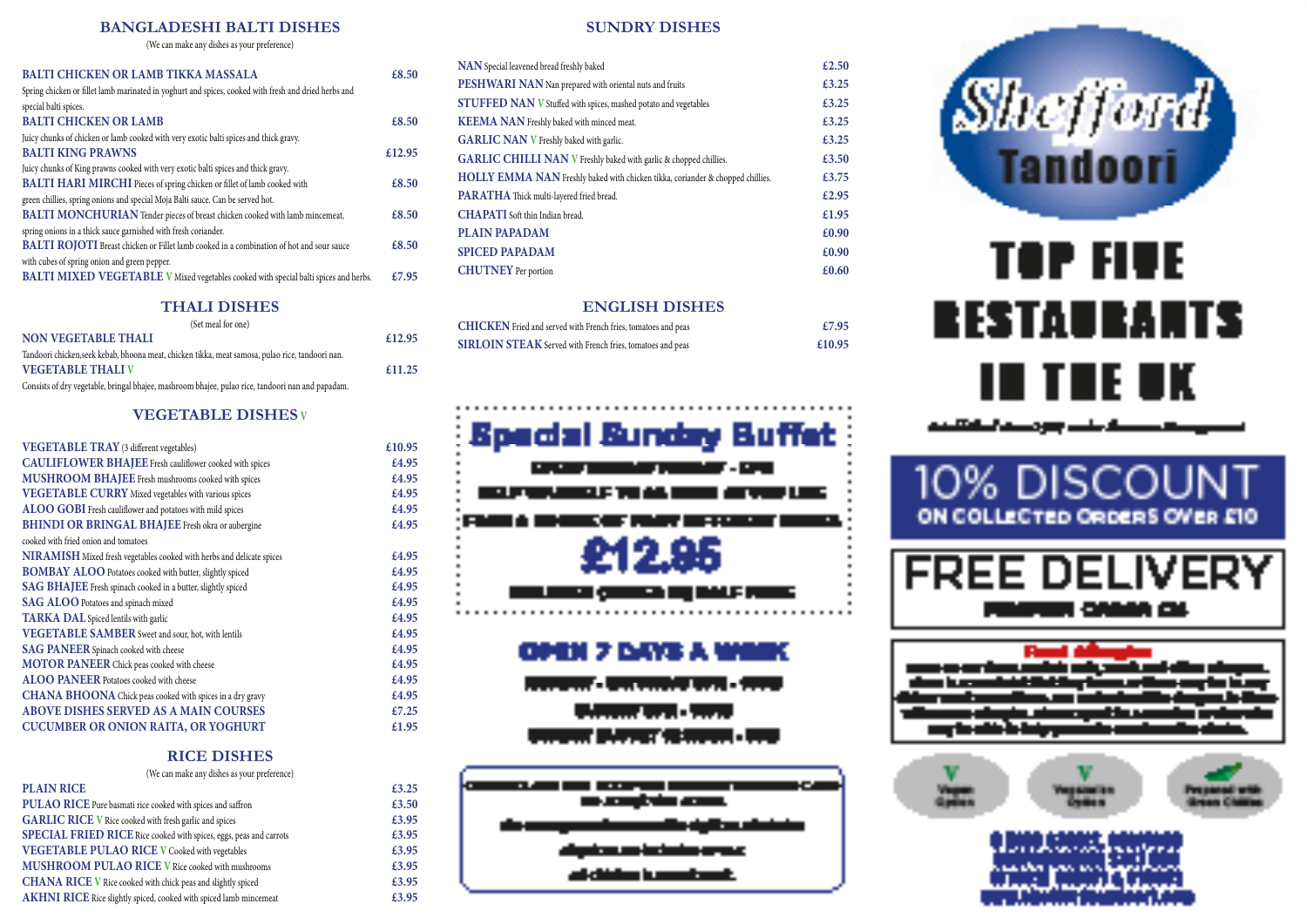## BANGLADESHI BALTI DISHES

(We can make any dishes as your preference)

**BALTI CHICKEN OR LAMB TIKKA MASSALA** £8.50
Spring chicken or fillet lamb marinated in yoghurt and spices, cooked with fresh and dried herbs and special balti spices.

**BALTI CHICKEN OR LAMB** £8.50
Juicy chunks of chicken or lamb cooked with very exotic balti spices and thick gravy.

**BALTI KING PRAWNS** £12.95
Juicy chunks of King prawns cooked with very exotic balti spices and thick gravy.

**BALTI HARI MIRCHI** Pieces of spring chicken or fillet of lamb cooked with green chillies, spring onions and special Moja Balti sauce. Can be served hot. £8.50

**BALTI MONCHURIAN** Tender pieces of breast chicken cooked with lamb mincemeat, spring onions in a thick sauce garnished with fresh coriander. £8.50

**BALTI ROJOTI** Breast chicken or Fillet lamb cooked in a combination of hot and sour sauce with cubes of spring onion and green pepper. £8.50

**BALTI MIXED VEGETABLE** V Mixed vegetables cooked with special balti spices and herbs. £7.95

## THALI DISHES

(Set meal for one)

**NON VEGETABLE THALI** £12.95
Tandoori chicken,seek kebab, bhoona meat, chicken tikka, meat samosa, pulao rice, tandoori nan.

**VEGETABLE THALI** V £11.25
Consists of dry vegetable, bringal bhajee, mashroom bhajee, pulao rice, tandoori nan and papadam.

## VEGETABLE DISHES V

| | |
|---|---|
| **VEGETABLE TRAY** (3 different vegetables) | £10.95 |
| **CAULIFLOWER BHAJEE** Fresh cauliflower cooked with spices | £4.95 |
| **MUSHROOM BHAJEE** Fresh mushrooms cooked with spices | £4.95 |
| **VEGETABLE CURRY** Mixed vegetables with various spices | £4.95 |
| **ALOO GOBI** Fresh cauliflower and potatoes with mild spices | £4.95 |
| **BHINDI OR BRINGAL BHAJEE** Fresh okra or aubergine cooked with fried onion and tomatoes | £4.95 |
| **NIRAMISH** Mixed fresh vegetables cooked with herbs and delicate spices | £4.95 |
| **BOMBAY ALOO** Potatoes cooked with butter, slightly spiced | £4.95 |
| **SAG BHAJEE** Fresh spinach cooked in a butter, slightly spiced | £4.95 |
| **SAG ALOO** Potatoes and spinach mixed | £4.95 |
| **TARKA DAL** Spiced lentils with garlic | £4.95 |
| **VEGETABLE SAMBER** Sweet and sour, hot, with lentils | £4.95 |
| **SAG PANEER** Spinach cooked with cheese | £4.95 |
| **MOTOR PANEER** Chick peas cooked with cheese | £4.95 |
| **ALOO PANEER** Potatoes cooked with cheese | £4.95 |
| **CHANA BHOONA** Chick peas cooked with spices in a dry gravy | £4.95 |
| **ABOVE DISHES SERVED AS A MAIN COURSES** | £7.25 |
| **CUCUMBER OR ONION RAITA, OR YOGHURT** | £1.95 |

## RICE DISHES

(We can make any dishes as your preference)

| | |
|---|---|
| **PLAIN RICE** | £3.25 |
| **PULAO RICE** Pure basmati rice cooked with spices and saffron | £3.50 |
| **GARLIC RICE** V Rice cooked with fresh garlic and spices | £3.95 |
| **SPECIAL FRIED RICE** Rice cooked with spices, eggs, peas and carrots | £3.95 |
| **VEGETABLE PULAO RICE** V Cooked with vegetables | £3.95 |
| **MUSHROOM PULAO RICE** V Rice cooked with mushrooms | £3.95 |
| **CHANA RICE** V Rice cooked with chick peas and slightly spiced | £3.95 |
| **AKHNI RICE** Rice slightly spiced, cooked with spiced lamb mincemeat | £3.95 |

## SUNDRY DISHES

| | |
|---|---|
| **NAN** Special leavened bread freshly baked | £2.50 |
| **PESHWARI NAN** Nan prepared with oriental nuts and fruits | £3.25 |
| **STUFFED NAN** V Stuffed with spices, mashed potato and vegetables | £3.25 |
| **KEEMA NAN** Freshly baked with minced meat. | £3.25 |
| **GARLIC NAN** V Freshly baked with garlic. | £3.25 |
| **GARLIC CHILLI NAN** V Freshly baked with garlic & chopped chillies. | £3.50 |
| **HOLLY EMMA NAN** Freshly baked with chicken tikka, coriander & chopped chillies. | £3.75 |
| **PARATHA** Thick multi-layered fried bread. | £2.95 |
| **CHAPATI** Soft thin Indian bread. | £1.95 |
| **PLAIN PAPADAM** | £0.90 |
| **SPICED PAPADAM** | £0.90 |
| **CHUTNEY** Per portion | £0.60 |

## ENGLISH DISHES

| | |
|---|---|
| **CHICKEN** Fried and served with French fries, tomatoes and peas | £7.95 |
| **SIRLOIN STEAK** Served with French fries, tomatoes and peas | £10.95 |

**Special Sunday Buffet**

**£12.95**

**OPEN 7 DAYS A WEEK**

**Shefford Tandoori**

**TOP FIVE RESTAURANTS IN THE UK**

**10% DISCOUNT**
ON COLLECTED ORDERS OVER £10

**FREE DELIVERY**

**Food Allergies**

V Vegan Option | V Vegetarian Option | Prepared with Green Chillies